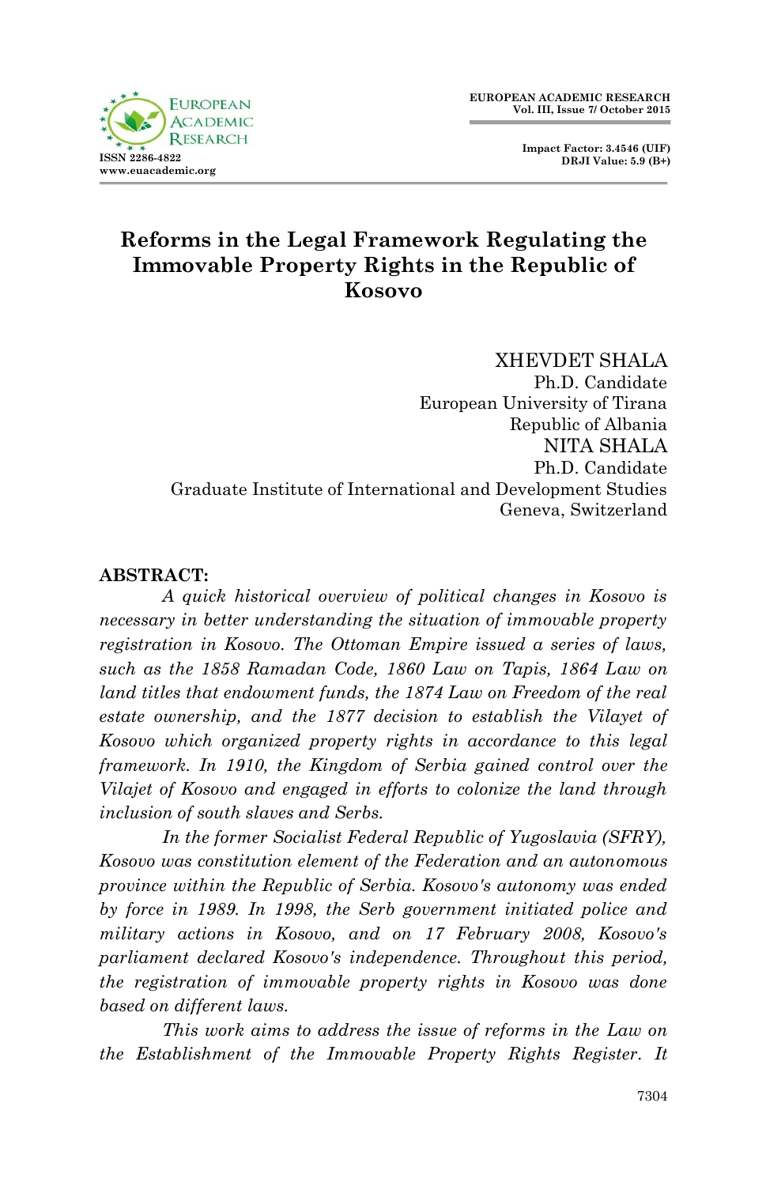# Reforms in the Legal Framework Regulating the Immovable Property Rights in the Republic of Kosovo

XHEVDET SHALA
Ph.D. Candidate
European University of Tirana
Republic of Albania

NITA SHALA
Ph.D. Candidate
Graduate Institute of International and Development Studies
Geneva, Switzerland

**ABSTRACT:**

*A quick historical overview of political changes in Kosovo is necessary in better understanding the situation of immovable property registration in Kosovo. The Ottoman Empire issued a series of laws, such as the 1858 Ramadan Code, 1860 Law on Tapis, 1864 Law on land titles that endowment funds, the 1874 Law on Freedom of the real estate ownership, and the 1877 decision to establish the Vilayet of Kosovo which organized property rights in accordance to this legal framework. In 1910, the Kingdom of Serbia gained control over the Vilajet of Kosovo and engaged in efforts to colonize the land through inclusion of south slaves and Serbs.*

*In the former Socialist Federal Republic of Yugoslavia (SFRY), Kosovo was constitution element of the Federation and an autonomous province within the Republic of Serbia. Kosovo's autonomy was ended by force in 1989. In 1998, the Serb government initiated police and military actions in Kosovo, and on 17 February 2008, Kosovo's parliament declared Kosovo's independence. Throughout this period, the registration of immovable property rights in Kosovo was done based on different laws.*

*This work aims to address the issue of reforms in the Law on the Establishment of the Immovable Property Rights Register. It*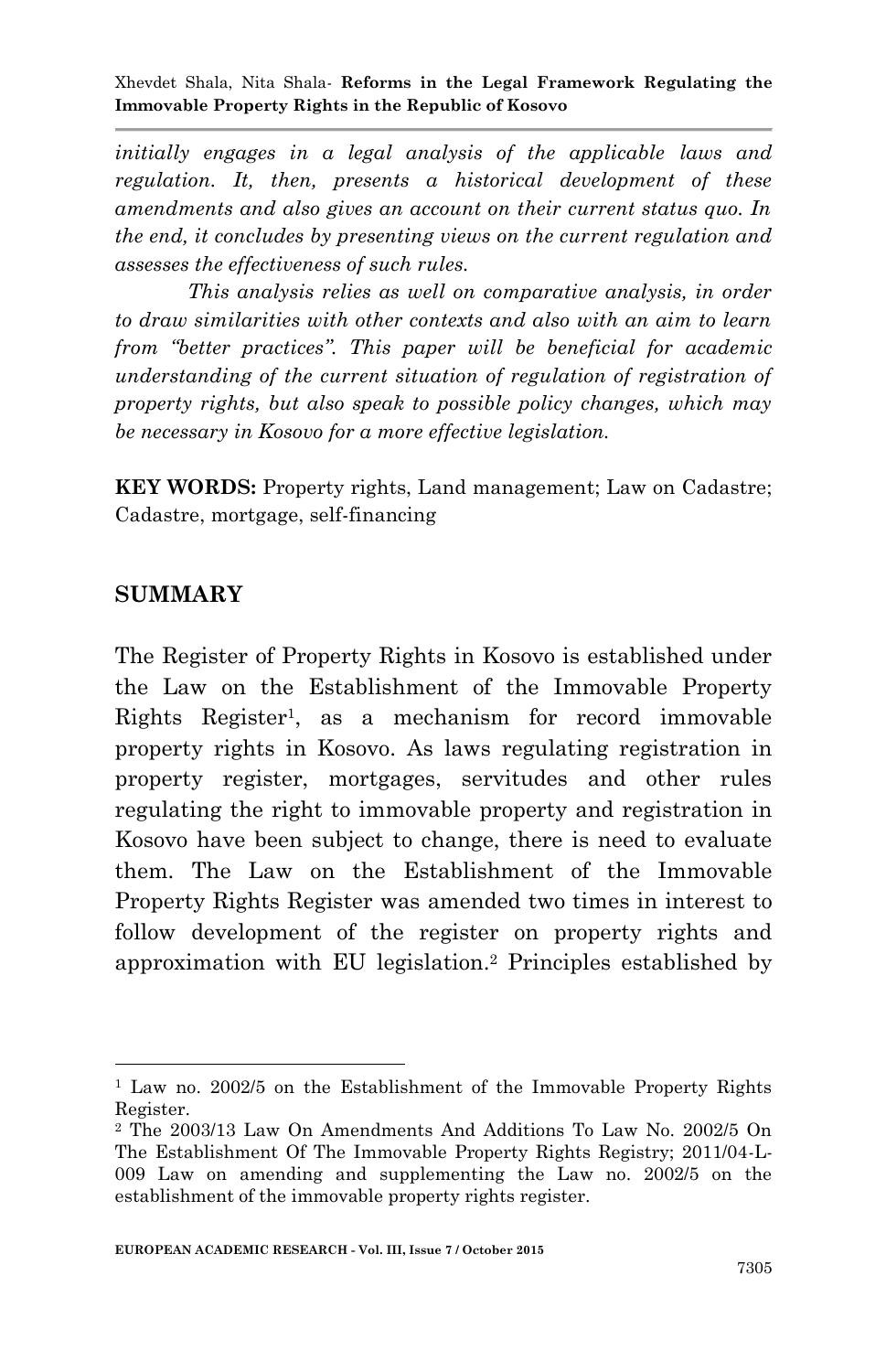*initially engages in a legal analysis of the applicable laws and regulation. It, then, presents a historical development of these amendments and also gives an account on their current status quo. In the end, it concludes by presenting views on the current regulation and assesses the effectiveness of such rules.*

*This analysis relies as well on comparative analysis, in order to draw similarities with other contexts and also with an aim to learn from "better practices". This paper will be beneficial for academic understanding of the current situation of regulation of registration of property rights, but also speak to possible policy changes, which may be necessary in Kosovo for a more effective legislation.*

**KEY WORDS:** Property rights, Land management; Law on Cadastre; Cadastre, mortgage, self-financing

## SUMMARY

The Register of Property Rights in Kosovo is established under the Law on the Establishment of the Immovable Property Rights Register[1], as a mechanism for record immovable property rights in Kosovo. As laws regulating registration in property register, mortgages, servitudes and other rules regulating the right to immovable property and registration in Kosovo have been subject to change, there is need to evaluate them. The Law on the Establishment of the Immovable Property Rights Register was amended two times in interest to follow development of the register on property rights and approximation with EU legislation.[2] Principles established by

---

[1] Law no. 2002/5 on the Establishment of the Immovable Property Rights Register.

[2] The 2003/13 Law On Amendments And Additions To Law No. 2002/5 On The Establishment Of The Immovable Property Rights Registry; 2011/04-L-009 Law on amending and supplementing the Law no. 2002/5 on the establishment of the immovable property rights register.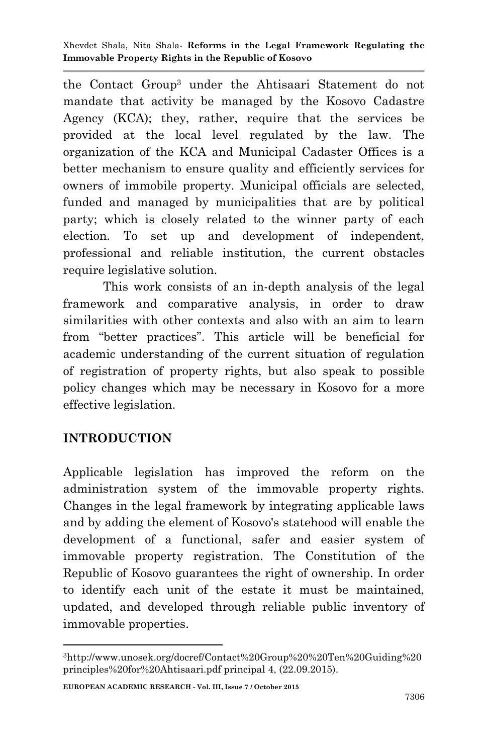the Contact Group[3] under the Ahtisaari Statement do not mandate that activity be managed by the Kosovo Cadastre Agency (KCA); they, rather, require that the services be provided at the local level regulated by the law. The organization of the KCA and Municipal Cadaster Offices is a better mechanism to ensure quality and efficiently services for owners of immobile property. Municipal officials are selected, funded and managed by municipalities that are by political party; which is closely related to the winner party of each election. To set up and development of independent, professional and reliable institution, the current obstacles require legislative solution.

This work consists of an in-depth analysis of the legal framework and comparative analysis, in order to draw similarities with other contexts and also with an aim to learn from "better practices". This article will be beneficial for academic understanding of the current situation of regulation of registration of property rights, but also speak to possible policy changes which may be necessary in Kosovo for a more effective legislation.

## INTRODUCTION

Applicable legislation has improved the reform on the administration system of the immovable property rights. Changes in the legal framework by integrating applicable laws and by adding the element of Kosovo's statehood will enable the development of a functional, safer and easier system of immovable property registration. The Constitution of the Republic of Kosovo guarantees the right of ownership. In order to identify each unit of the estate it must be maintained, updated, and developed through reliable public inventory of immovable properties.

---

[3] http://www.unosek.org/docref/Contact%20Group%20%20Ten%20Guiding%20principles%20for%20Ahtisaari.pdf principal 4, (22.09.2015).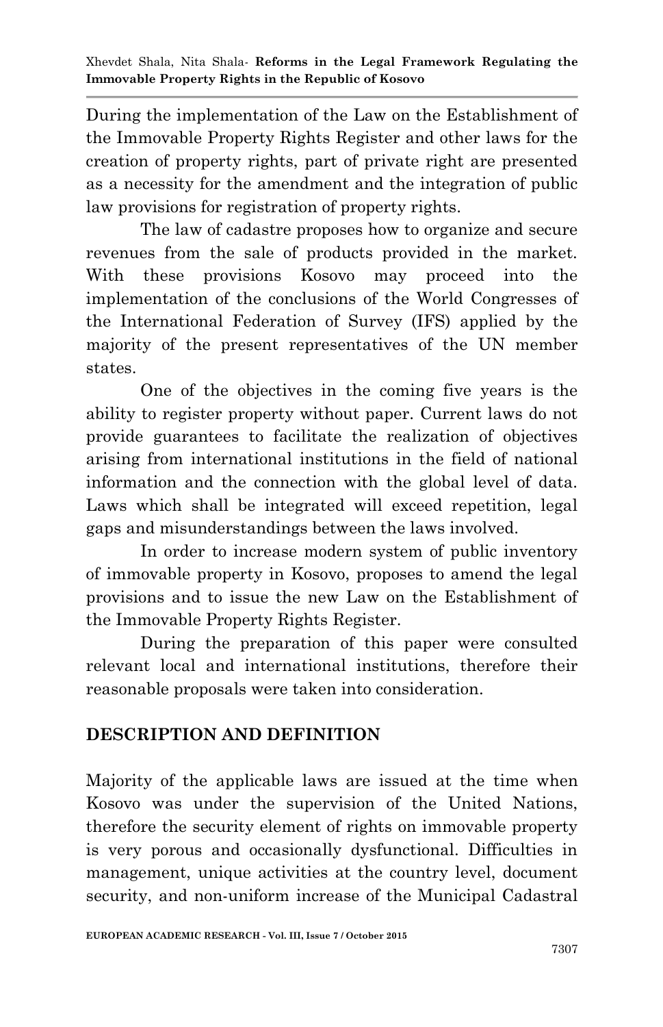During the implementation of the Law on the Establishment of the Immovable Property Rights Register and other laws for the creation of property rights, part of private right are presented as a necessity for the amendment and the integration of public law provisions for registration of property rights.

The law of cadastre proposes how to organize and secure revenues from the sale of products provided in the market. With these provisions Kosovo may proceed into the implementation of the conclusions of the World Congresses of the International Federation of Survey (IFS) applied by the majority of the present representatives of the UN member states.

One of the objectives in the coming five years is the ability to register property without paper. Current laws do not provide guarantees to facilitate the realization of objectives arising from international institutions in the field of national information and the connection with the global level of data. Laws which shall be integrated will exceed repetition, legal gaps and misunderstandings between the laws involved.

In order to increase modern system of public inventory of immovable property in Kosovo, proposes to amend the legal provisions and to issue the new Law on the Establishment of the Immovable Property Rights Register.

During the preparation of this paper were consulted relevant local and international institutions, therefore their reasonable proposals were taken into consideration.

## DESCRIPTION AND DEFINITION

Majority of the applicable laws are issued at the time when Kosovo was under the supervision of the United Nations, therefore the security element of rights on immovable property is very porous and occasionally dysfunctional. Difficulties in management, unique activities at the country level, document security, and non-uniform increase of the Municipal Cadastral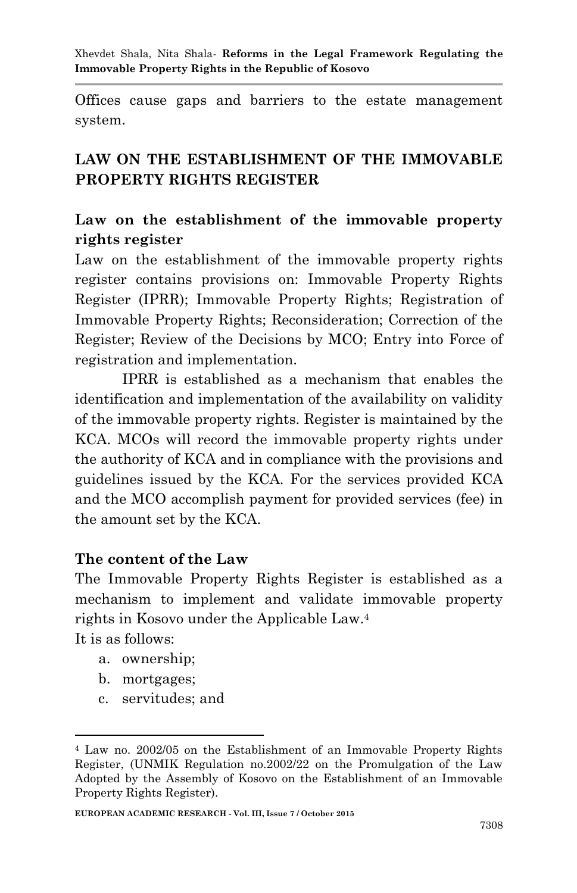Offices cause gaps and barriers to the estate management system.

## LAW ON THE ESTABLISHMENT OF THE IMMOVABLE PROPERTY RIGHTS REGISTER

### Law on the establishment of the immovable property rights register

Law on the establishment of the immovable property rights register contains provisions on: Immovable Property Rights Register (IPRR); Immovable Property Rights; Registration of Immovable Property Rights; Reconsideration; Correction of the Register; Review of the Decisions by MCO; Entry into Force of registration and implementation.

IPRR is established as a mechanism that enables the identification and implementation of the availability on validity of the immovable property rights. Register is maintained by the KCA. MCOs will record the immovable property rights under the authority of KCA and in compliance with the provisions and guidelines issued by the KCA. For the services provided KCA and the MCO accomplish payment for provided services (fee) in the amount set by the KCA.

### The content of the Law

The Immovable Property Rights Register is established as a mechanism to implement and validate immovable property rights in Kosovo under the Applicable Law.[4]

It is as follows:

a. ownership;
b. mortgages;
c. servitudes; and

[4] Law no. 2002/05 on the Establishment of an Immovable Property Rights Register, (UNMIK Regulation no.2002/22 on the Promulgation of the Law Adopted by the Assembly of Kosovo on the Establishment of an Immovable Property Rights Register).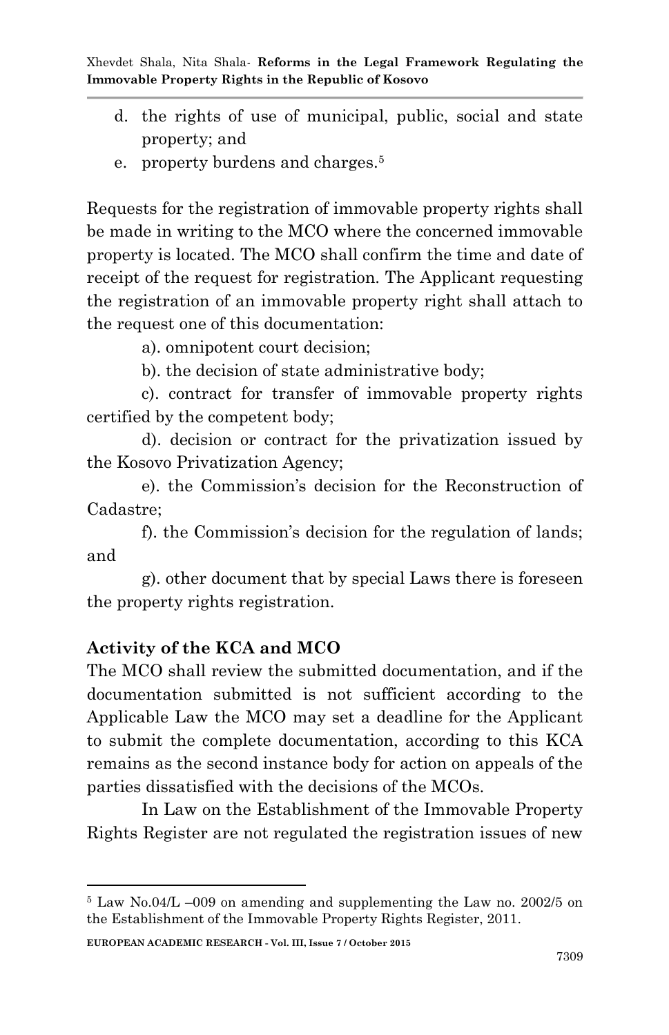d. the rights of use of municipal, public, social and state property; and
e. property burdens and charges.[5]

Requests for the registration of immovable property rights shall be made in writing to the MCO where the concerned immovable property is located. The MCO shall confirm the time and date of receipt of the request for registration. The Applicant requesting the registration of an immovable property right shall attach to the request one of this documentation:

a). omnipotent court decision;

b). the decision of state administrative body;

c). contract for transfer of immovable property rights certified by the competent body;

d). decision or contract for the privatization issued by the Kosovo Privatization Agency;

e). the Commission's decision for the Reconstruction of Cadastre;

f). the Commission's decision for the regulation of lands; and

g). other document that by special Laws there is foreseen the property rights registration.

## Activity of the KCA and MCO

The MCO shall review the submitted documentation, and if the documentation submitted is not sufficient according to the Applicable Law the MCO may set a deadline for the Applicant to submit the complete documentation, according to this KCA remains as the second instance body for action on appeals of the parties dissatisfied with the decisions of the MCOs.

In Law on the Establishment of the Immovable Property Rights Register are not regulated the registration issues of new

[5] Law No.04/L –009 on amending and supplementing the Law no. 2002/5 on the Establishment of the Immovable Property Rights Register, 2011.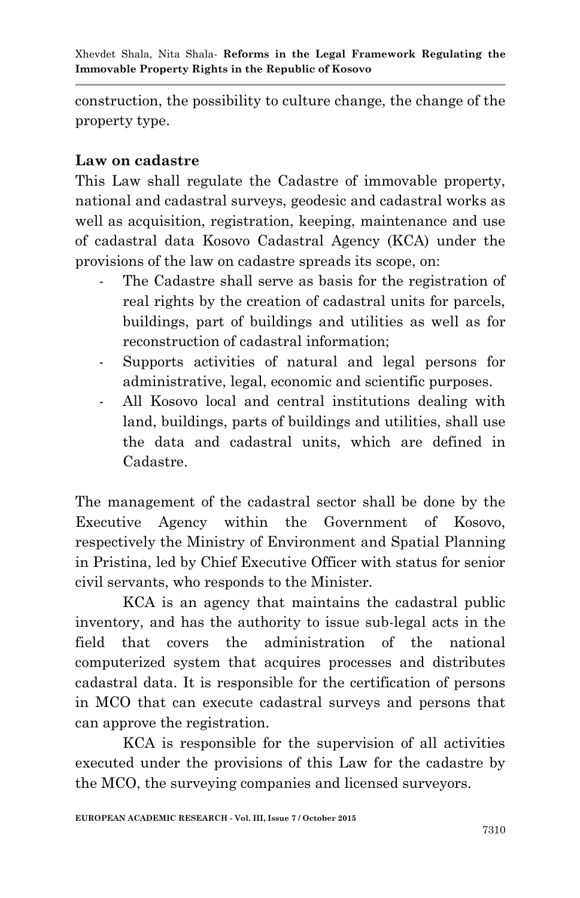construction, the possibility to culture change, the change of the property type.

## Law on cadastre

This Law shall regulate the Cadastre of immovable property, national and cadastral surveys, geodesic and cadastral works as well as acquisition, registration, keeping, maintenance and use of cadastral data Kosovo Cadastral Agency (KCA) under the provisions of the law on cadastre spreads its scope, on:

- The Cadastre shall serve as basis for the registration of real rights by the creation of cadastral units for parcels, buildings, part of buildings and utilities as well as for reconstruction of cadastral information;
- Supports activities of natural and legal persons for administrative, legal, economic and scientific purposes.
- All Kosovo local and central institutions dealing with land, buildings, parts of buildings and utilities, shall use the data and cadastral units, which are defined in Cadastre.

The management of the cadastral sector shall be done by the Executive Agency within the Government of Kosovo, respectively the Ministry of Environment and Spatial Planning in Pristina, led by Chief Executive Officer with status for senior civil servants, who responds to the Minister.

KCA is an agency that maintains the cadastral public inventory, and has the authority to issue sub-legal acts in the field that covers the administration of the national computerized system that acquires processes and distributes cadastral data. It is responsible for the certification of persons in MCO that can execute cadastral surveys and persons that can approve the registration.

KCA is responsible for the supervision of all activities executed under the provisions of this Law for the cadastre by the MCO, the surveying companies and licensed surveyors.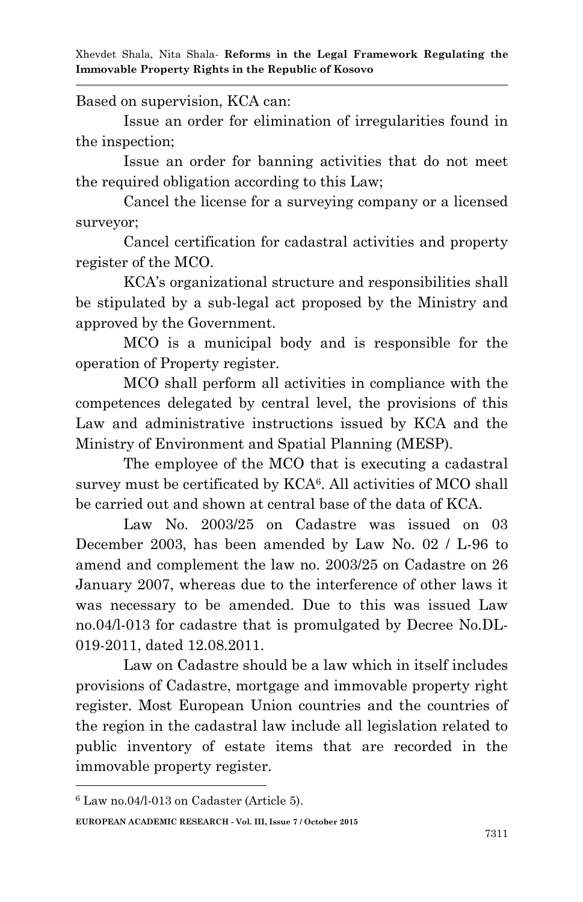Based on supervision, KCA can:

Issue an order for elimination of irregularities found in the inspection;

Issue an order for banning activities that do not meet the required obligation according to this Law;

Cancel the license for a surveying company or a licensed surveyor;

Cancel certification for cadastral activities and property register of the MCO.

KCA's organizational structure and responsibilities shall be stipulated by a sub-legal act proposed by the Ministry and approved by the Government.

MCO is a municipal body and is responsible for the operation of Property register.

MCO shall perform all activities in compliance with the competences delegated by central level, the provisions of this Law and administrative instructions issued by KCA and the Ministry of Environment and Spatial Planning (MESP).

The employee of the MCO that is executing a cadastral survey must be certificated by KCA[6]. All activities of MCO shall be carried out and shown at central base of the data of KCA.

Law No. 2003/25 on Cadastre was issued on 03 December 2003, has been amended by Law No. 02 / L-96 to amend and complement the law no. 2003/25 on Cadastre on 26 January 2007, whereas due to the interference of other laws it was necessary to be amended. Due to this was issued Law no.04/l-013 for cadastre that is promulgated by Decree No.DL-019-2011, dated 12.08.2011.

Law on Cadastre should be a law which in itself includes provisions of Cadastre, mortgage and immovable property right register. Most European Union countries and the countries of the region in the cadastral law include all legislation related to public inventory of estate items that are recorded in the immovable property register.

---

[6] Law no.04/l-013 on Cadaster (Article 5).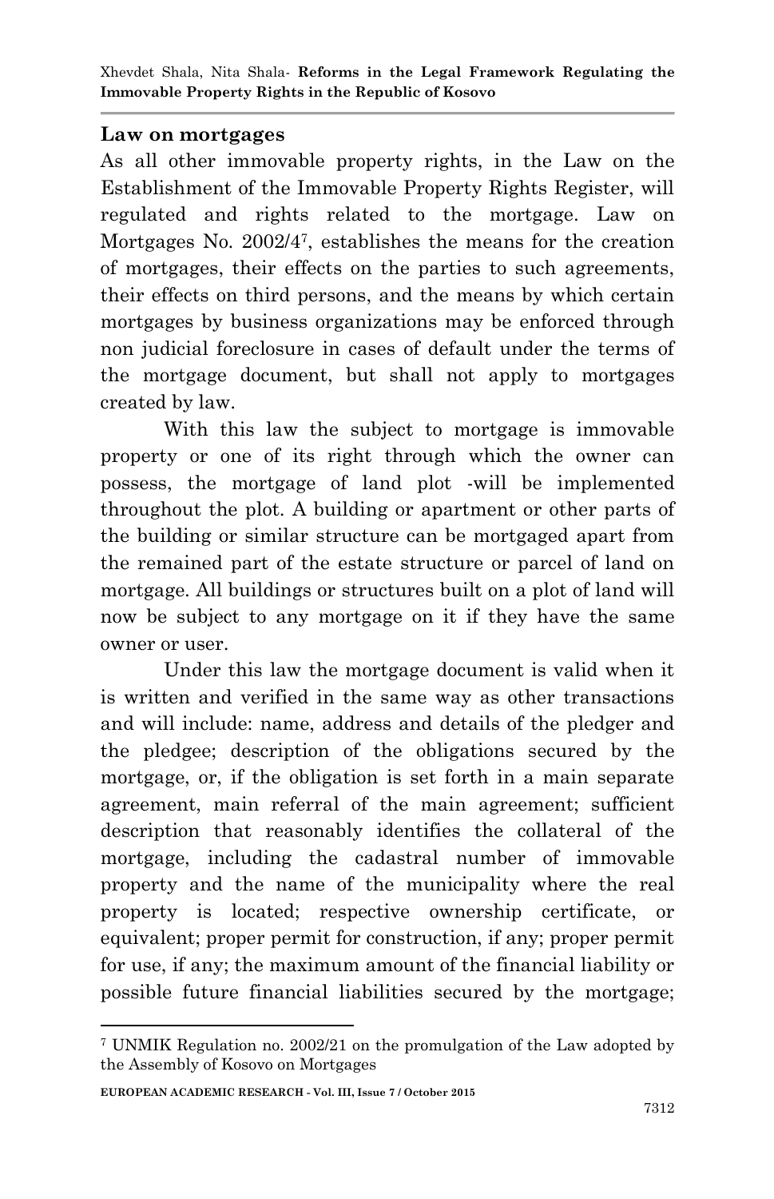## Law on mortgages

As all other immovable property rights, in the Law on the Establishment of the Immovable Property Rights Register, will regulated and rights related to the mortgage. Law on Mortgages No. 2002/4[7], establishes the means for the creation of mortgages, their effects on the parties to such agreements, their effects on third persons, and the means by which certain mortgages by business organizations may be enforced through non judicial foreclosure in cases of default under the terms of the mortgage document, but shall not apply to mortgages created by law.

With this law the subject to mortgage is immovable property or one of its right through which the owner can possess, the mortgage of land plot -will be implemented throughout the plot. A building or apartment or other parts of the building or similar structure can be mortgaged apart from the remained part of the estate structure or parcel of land on mortgage. All buildings or structures built on a plot of land will now be subject to any mortgage on it if they have the same owner or user.

Under this law the mortgage document is valid when it is written and verified in the same way as other transactions and will include: name, address and details of the pledger and the pledgee; description of the obligations secured by the mortgage, or, if the obligation is set forth in a main separate agreement, main referral of the main agreement; sufficient description that reasonably identifies the collateral of the mortgage, including the cadastral number of immovable property and the name of the municipality where the real property is located; respective ownership certificate, or equivalent; proper permit for construction, if any; proper permit for use, if any; the maximum amount of the financial liability or possible future financial liabilities secured by the mortgage;

[7] UNMIK Regulation no. 2002/21 on the promulgation of the Law adopted by the Assembly of Kosovo on Mortgages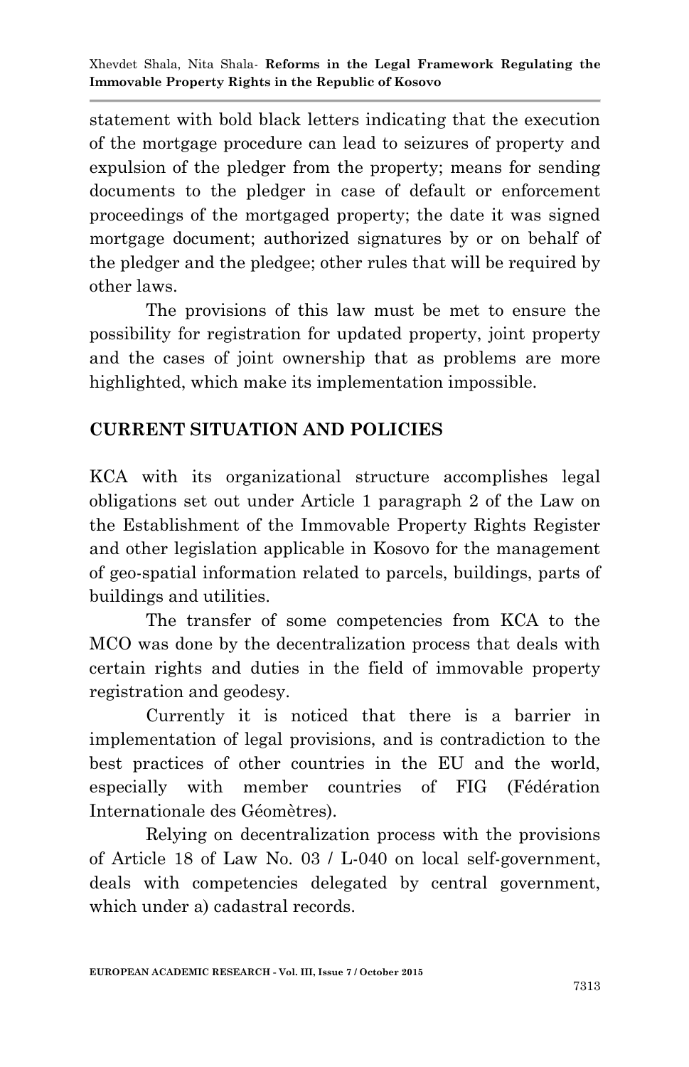statement with bold black letters indicating that the execution of the mortgage procedure can lead to seizures of property and expulsion of the pledger from the property; means for sending documents to the pledger in case of default or enforcement proceedings of the mortgaged property; the date it was signed mortgage document; authorized signatures by or on behalf of the pledger and the pledgee; other rules that will be required by other laws.

The provisions of this law must be met to ensure the possibility for registration for updated property, joint property and the cases of joint ownership that as problems are more highlighted, which make its implementation impossible.

## CURRENT SITUATION AND POLICIES

KCA with its organizational structure accomplishes legal obligations set out under Article 1 paragraph 2 of the Law on the Establishment of the Immovable Property Rights Register and other legislation applicable in Kosovo for the management of geo-spatial information related to parcels, buildings, parts of buildings and utilities.

The transfer of some competencies from KCA to the MCO was done by the decentralization process that deals with certain rights and duties in the field of immovable property registration and geodesy.

Currently it is noticed that there is a barrier in implementation of legal provisions, and is contradiction to the best practices of other countries in the EU and the world, especially with member countries of FIG (Fédération Internationale des Géomètres).

Relying on decentralization process with the provisions of Article 18 of Law No. 03 / L-040 on local self-government, deals with competencies delegated by central government, which under a) cadastral records.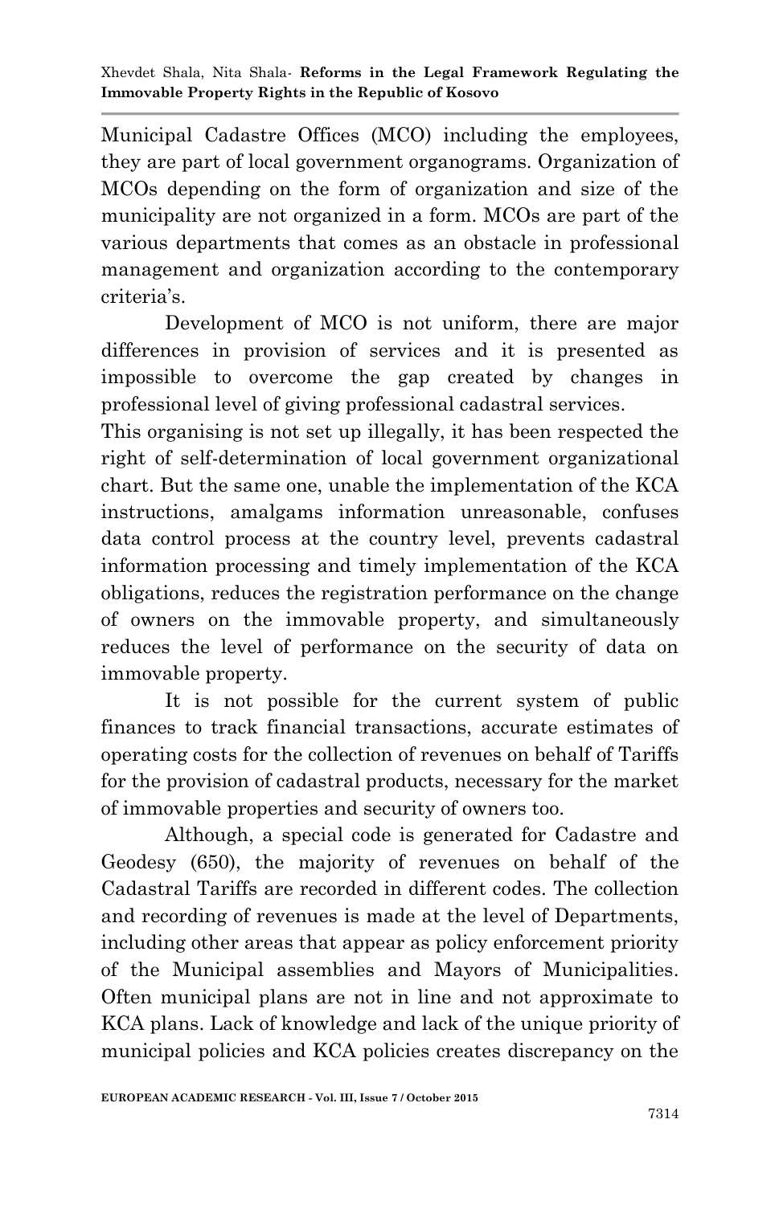Municipal Cadastre Offices (MCO) including the employees, they are part of local government organograms. Organization of MCOs depending on the form of organization and size of the municipality are not organized in a form. MCOs are part of the various departments that comes as an obstacle in professional management and organization according to the contemporary criteria's.

Development of MCO is not uniform, there are major differences in provision of services and it is presented as impossible to overcome the gap created by changes in professional level of giving professional cadastral services.
This organising is not set up illegally, it has been respected the right of self-determination of local government organizational chart. But the same one, unable the implementation of the KCA instructions, amalgams information unreasonable, confuses data control process at the country level, prevents cadastral information processing and timely implementation of the KCA obligations, reduces the registration performance on the change of owners on the immovable property, and simultaneously reduces the level of performance on the security of data on immovable property.

It is not possible for the current system of public finances to track financial transactions, accurate estimates of operating costs for the collection of revenues on behalf of Tariffs for the provision of cadastral products, necessary for the market of immovable properties and security of owners too.

Although, a special code is generated for Cadastre and Geodesy (650), the majority of revenues on behalf of the Cadastral Tariffs are recorded in different codes. The collection and recording of revenues is made at the level of Departments, including other areas that appear as policy enforcement priority of the Municipal assemblies and Mayors of Municipalities. Often municipal plans are not in line and not approximate to KCA plans. Lack of knowledge and lack of the unique priority of municipal policies and KCA policies creates discrepancy on the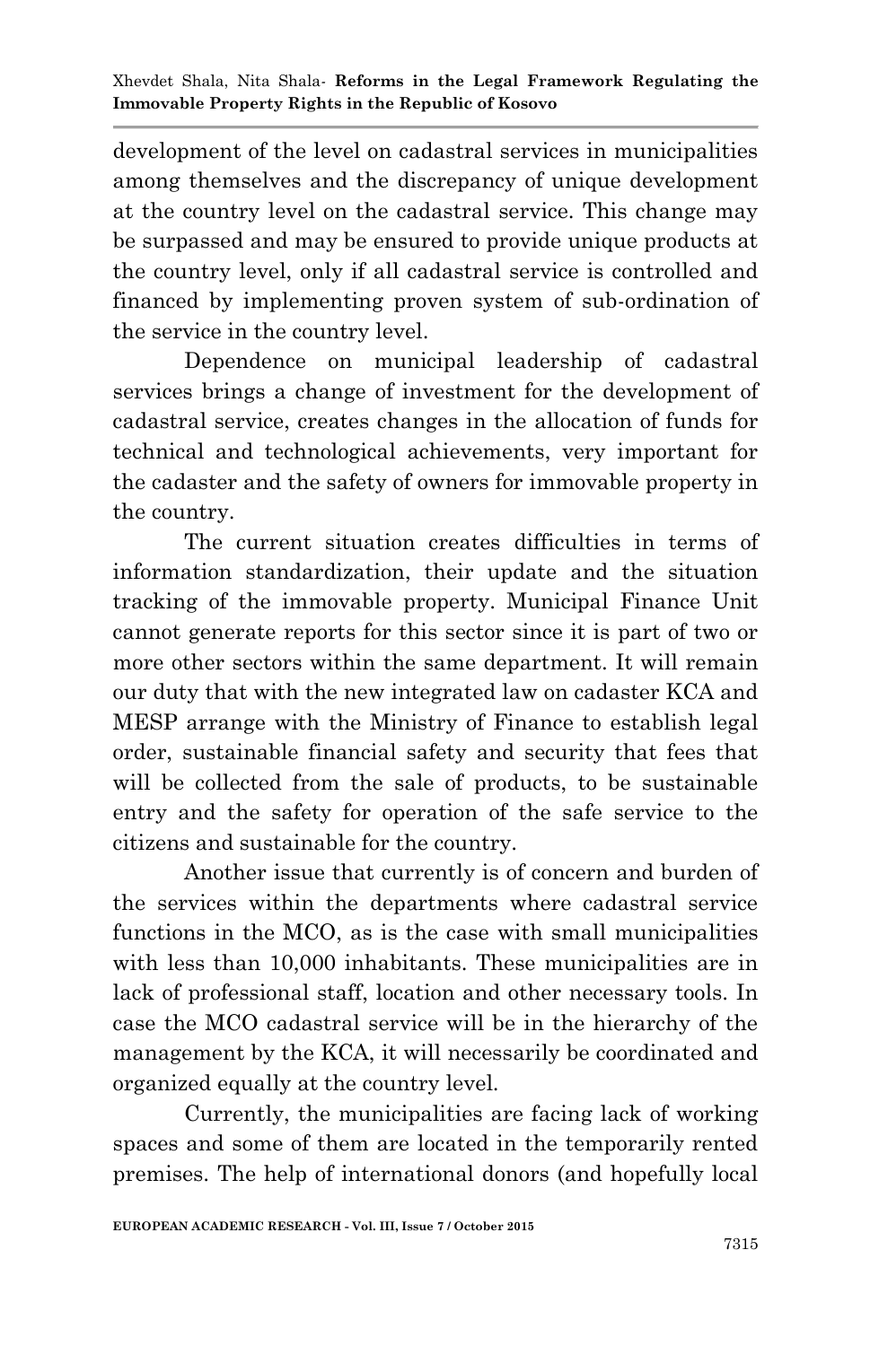development of the level on cadastral services in municipalities among themselves and the discrepancy of unique development at the country level on the cadastral service. This change may be surpassed and may be ensured to provide unique products at the country level, only if all cadastral service is controlled and financed by implementing proven system of sub-ordination of the service in the country level.

Dependence on municipal leadership of cadastral services brings a change of investment for the development of cadastral service, creates changes in the allocation of funds for technical and technological achievements, very important for the cadaster and the safety of owners for immovable property in the country.

The current situation creates difficulties in terms of information standardization, their update and the situation tracking of the immovable property. Municipal Finance Unit cannot generate reports for this sector since it is part of two or more other sectors within the same department. It will remain our duty that with the new integrated law on cadaster KCA and MESP arrange with the Ministry of Finance to establish legal order, sustainable financial safety and security that fees that will be collected from the sale of products, to be sustainable entry and the safety for operation of the safe service to the citizens and sustainable for the country.

Another issue that currently is of concern and burden of the services within the departments where cadastral service functions in the MCO, as is the case with small municipalities with less than 10,000 inhabitants. These municipalities are in lack of professional staff, location and other necessary tools. In case the MCO cadastral service will be in the hierarchy of the management by the KCA, it will necessarily be coordinated and organized equally at the country level.

Currently, the municipalities are facing lack of working spaces and some of them are located in the temporarily rented premises. The help of international donors (and hopefully local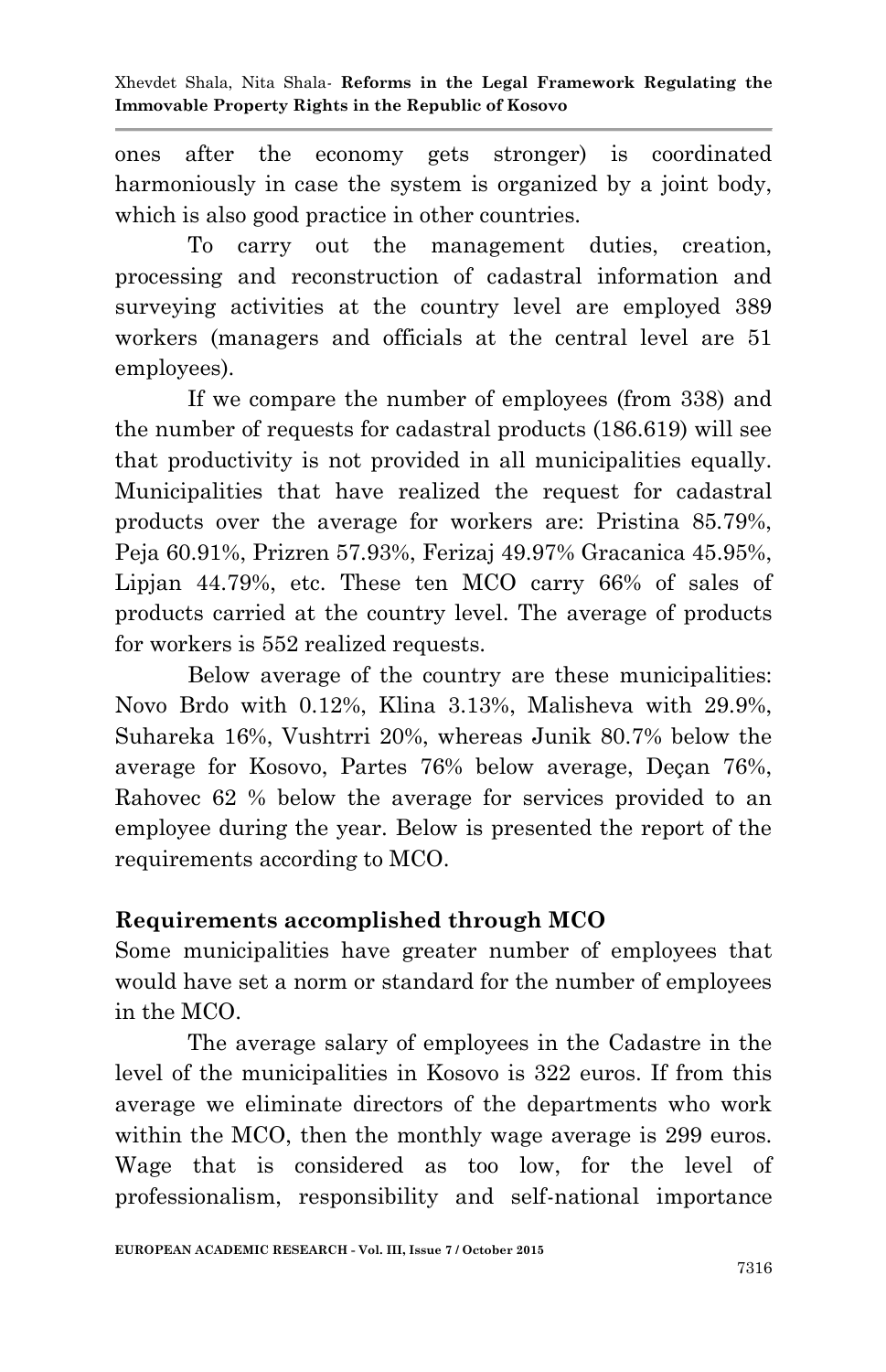ones after the economy gets stronger) is coordinated harmoniously in case the system is organized by a joint body, which is also good practice in other countries.

To carry out the management duties, creation, processing and reconstruction of cadastral information and surveying activities at the country level are employed 389 workers (managers and officials at the central level are 51 employees).

If we compare the number of employees (from 338) and the number of requests for cadastral products (186.619) will see that productivity is not provided in all municipalities equally. Municipalities that have realized the request for cadastral products over the average for workers are: Pristina 85.79%, Peja 60.91%, Prizren 57.93%, Ferizaj 49.97% Gracanica 45.95%, Lipjan 44.79%, etc. These ten MCO carry 66% of sales of products carried at the country level. The average of products for workers is 552 realized requests.

Below average of the country are these municipalities: Novo Brdo with 0.12%, Klina 3.13%, Malisheva with 29.9%, Suhareka 16%, Vushtrri 20%, whereas Junik 80.7% below the average for Kosovo, Partes 76% below average, Deçan 76%, Rahovec 62 % below the average for services provided to an employee during the year. Below is presented the report of the requirements according to MCO.

## Requirements accomplished through MCO

Some municipalities have greater number of employees that would have set a norm or standard for the number of employees in the MCO.

The average salary of employees in the Cadastre in the level of the municipalities in Kosovo is 322 euros. If from this average we eliminate directors of the departments who work within the MCO, then the monthly wage average is 299 euros. Wage that is considered as too low, for the level of professionalism, responsibility and self-national importance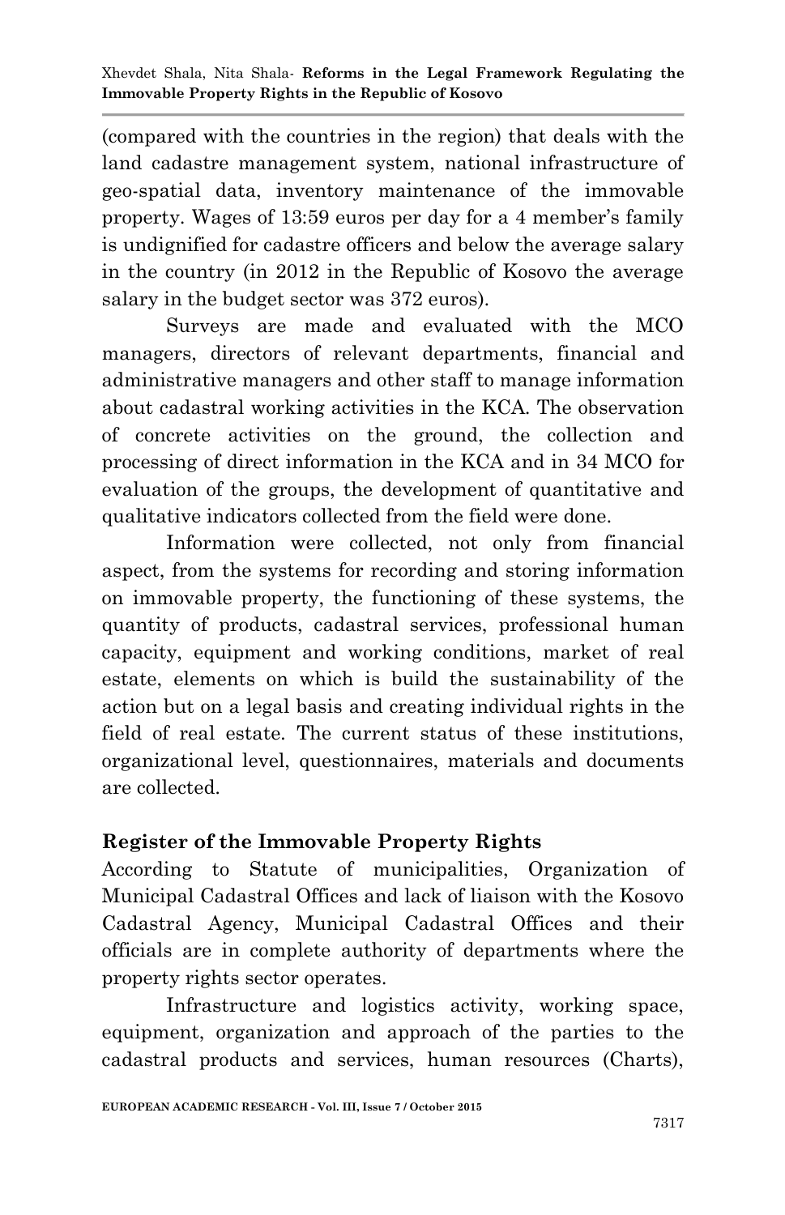(compared with the countries in the region) that deals with the land cadastre management system, national infrastructure of geo-spatial data, inventory maintenance of the immovable property. Wages of 13:59 euros per day for a 4 member's family is undignified for cadastre officers and below the average salary in the country (in 2012 in the Republic of Kosovo the average salary in the budget sector was 372 euros).

Surveys are made and evaluated with the MCO managers, directors of relevant departments, financial and administrative managers and other staff to manage information about cadastral working activities in the KCA. The observation of concrete activities on the ground, the collection and processing of direct information in the KCA and in 34 MCO for evaluation of the groups, the development of quantitative and qualitative indicators collected from the field were done.

Information were collected, not only from financial aspect, from the systems for recording and storing information on immovable property, the functioning of these systems, the quantity of products, cadastral services, professional human capacity, equipment and working conditions, market of real estate, elements on which is build the sustainability of the action but on a legal basis and creating individual rights in the field of real estate. The current status of these institutions, organizational level, questionnaires, materials and documents are collected.

## Register of the Immovable Property Rights

According to Statute of municipalities, Organization of Municipal Cadastral Offices and lack of liaison with the Kosovo Cadastral Agency, Municipal Cadastral Offices and their officials are in complete authority of departments where the property rights sector operates.

Infrastructure and logistics activity, working space, equipment, organization and approach of the parties to the cadastral products and services, human resources (Charts),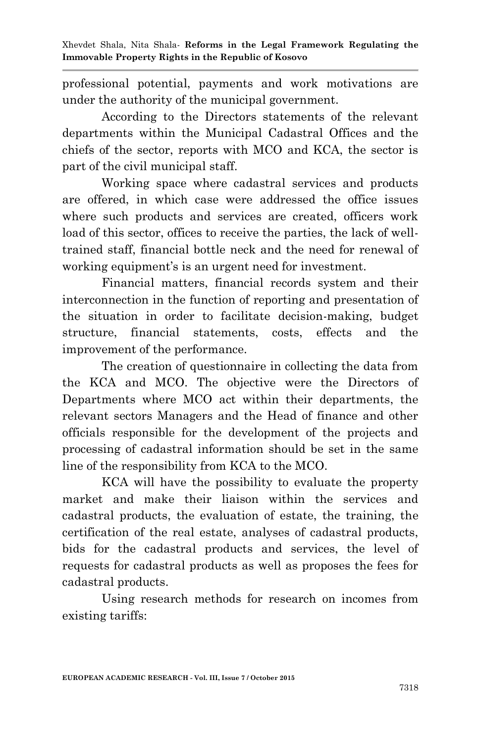professional potential, payments and work motivations are under the authority of the municipal government.

According to the Directors statements of the relevant departments within the Municipal Cadastral Offices and the chiefs of the sector, reports with MCO and KCA, the sector is part of the civil municipal staff.

Working space where cadastral services and products are offered, in which case were addressed the office issues where such products and services are created, officers work load of this sector, offices to receive the parties, the lack of well-trained staff, financial bottle neck and the need for renewal of working equipment's is an urgent need for investment.

Financial matters, financial records system and their interconnection in the function of reporting and presentation of the situation in order to facilitate decision-making, budget structure, financial statements, costs, effects and the improvement of the performance.

The creation of questionnaire in collecting the data from the KCA and MCO. The objective were the Directors of Departments where MCO act within their departments, the relevant sectors Managers and the Head of finance and other officials responsible for the development of the projects and processing of cadastral information should be set in the same line of the responsibility from KCA to the MCO.

KCA will have the possibility to evaluate the property market and make their liaison within the services and cadastral products, the evaluation of estate, the training, the certification of the real estate, analyses of cadastral products, bids for the cadastral products and services, the level of requests for cadastral products as well as proposes the fees for cadastral products.

Using research methods for research on incomes from existing tariffs: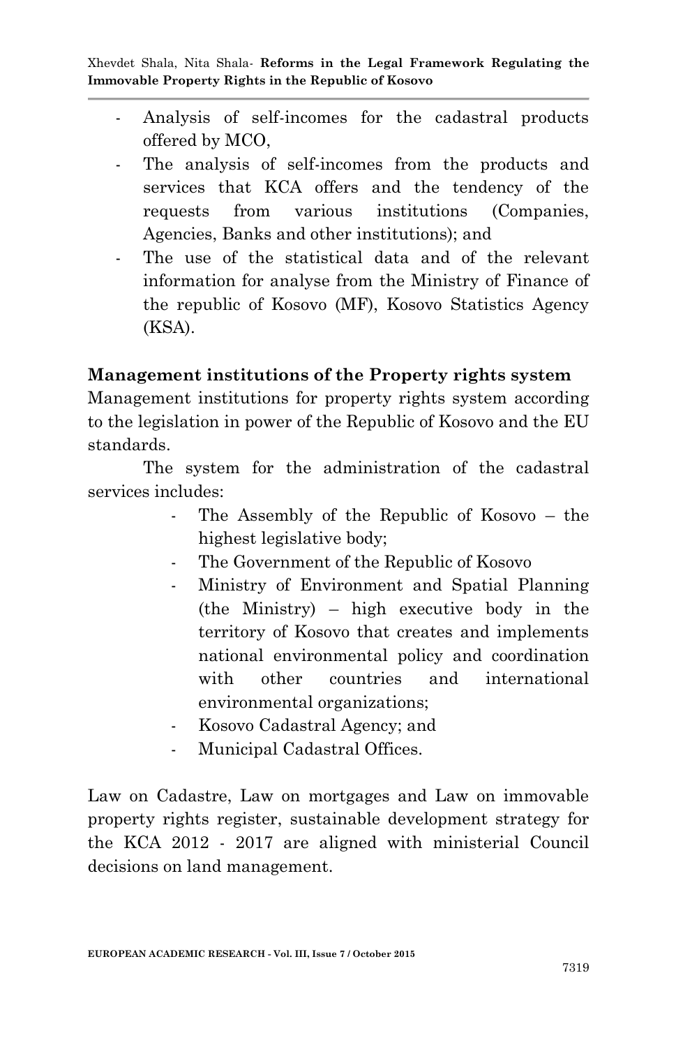- Analysis of self-incomes for the cadastral products offered by MCO,
- The analysis of self-incomes from the products and services that KCA offers and the tendency of the requests from various institutions (Companies, Agencies, Banks and other institutions); and
- The use of the statistical data and of the relevant information for analyse from the Ministry of Finance of the republic of Kosovo (MF), Kosovo Statistics Agency (KSA).

## Management institutions of the Property rights system

Management institutions for property rights system according to the legislation in power of the Republic of Kosovo and the EU standards.

The system for the administration of the cadastral services includes:

- The Assembly of the Republic of Kosovo – the highest legislative body;
- The Government of the Republic of Kosovo
- Ministry of Environment and Spatial Planning (the Ministry) – high executive body in the territory of Kosovo that creates and implements national environmental policy and coordination with other countries and international environmental organizations;
- Kosovo Cadastral Agency; and
- Municipal Cadastral Offices.

Law on Cadastre, Law on mortgages and Law on immovable property rights register, sustainable development strategy for the KCA 2012 - 2017 are aligned with ministerial Council decisions on land management.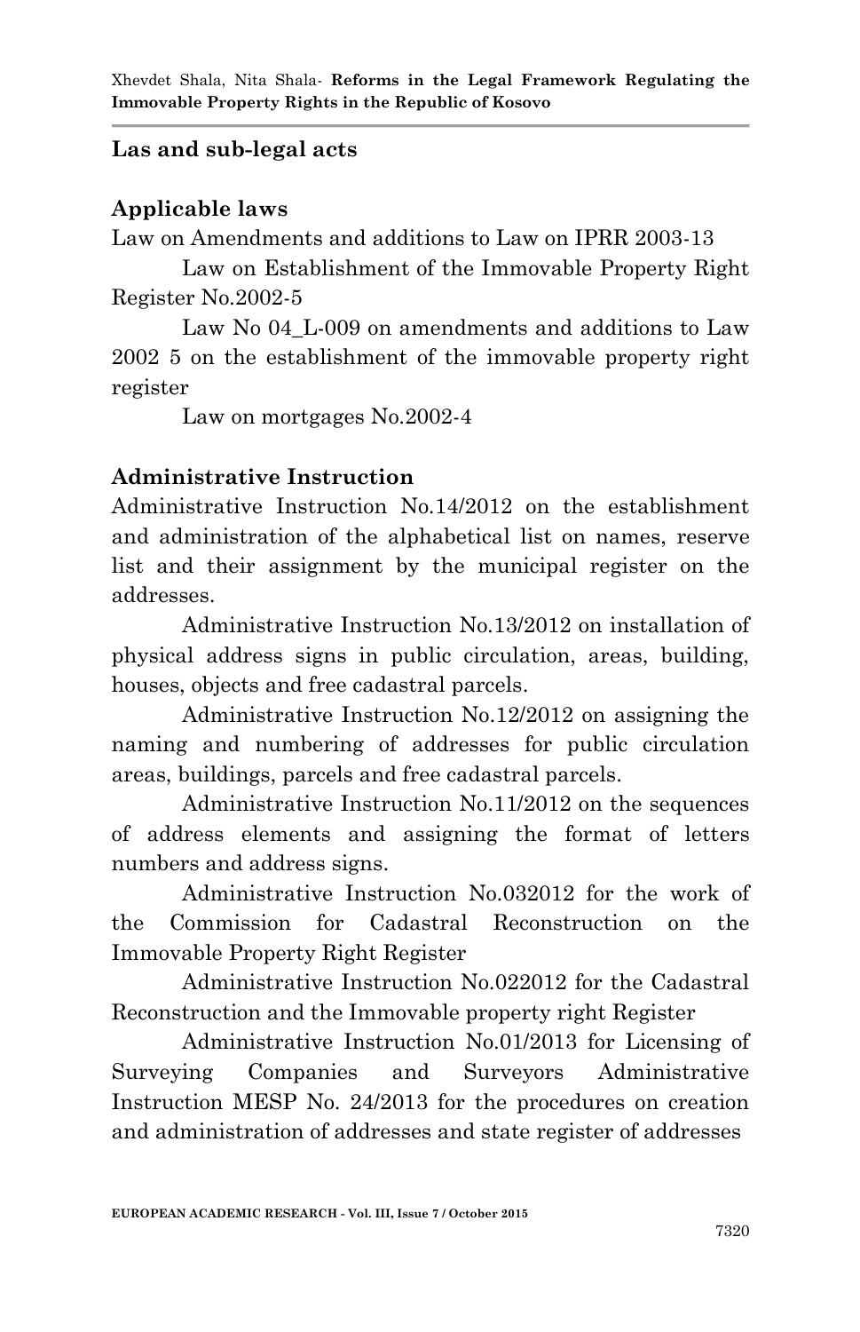## Las and sub-legal acts

### Applicable laws

Law on Amendments and additions to Law on IPRR 2003-13

Law on Establishment of the Immovable Property Right Register No.2002-5

Law No 04_L-009 on amendments and additions to Law 2002 5 on the establishment of the immovable property right register

Law on mortgages No.2002-4

### Administrative Instruction

Administrative Instruction No.14/2012 on the establishment and administration of the alphabetical list on names, reserve list and their assignment by the municipal register on the addresses.

Administrative Instruction No.13/2012 on installation of physical address signs in public circulation, areas, building, houses, objects and free cadastral parcels.

Administrative Instruction No.12/2012 on assigning the naming and numbering of addresses for public circulation areas, buildings, parcels and free cadastral parcels.

Administrative Instruction No.11/2012 on the sequences of address elements and assigning the format of letters numbers and address signs.

Administrative Instruction No.032012 for the work of the Commission for Cadastral Reconstruction on the Immovable Property Right Register

Administrative Instruction No.022012 for the Cadastral Reconstruction and the Immovable property right Register

Administrative Instruction No.01/2013 for Licensing of Surveying Companies and Surveyors Administrative Instruction MESP No. 24/2013 for the procedures on creation and administration of addresses and state register of addresses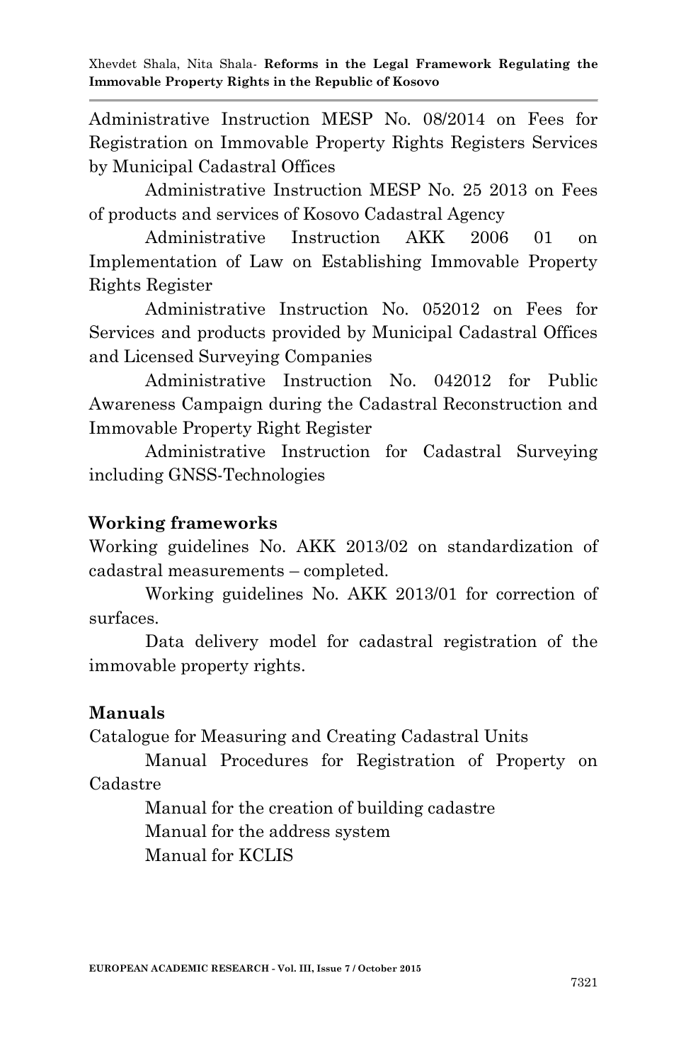Administrative Instruction MESP No. 08/2014 on Fees for Registration on Immovable Property Rights Registers Services by Municipal Cadastral Offices

Administrative Instruction MESP No. 25 2013 on Fees of products and services of Kosovo Cadastral Agency

Administrative Instruction AKK 2006 01 on Implementation of Law on Establishing Immovable Property Rights Register

Administrative Instruction No. 052012 on Fees for Services and products provided by Municipal Cadastral Offices and Licensed Surveying Companies

Administrative Instruction No. 042012 for Public Awareness Campaign during the Cadastral Reconstruction and Immovable Property Right Register

Administrative Instruction for Cadastral Surveying including GNSS-Technologies

## Working frameworks

Working guidelines No. AKK 2013/02 on standardization of cadastral measurements – completed.

Working guidelines No. AKK 2013/01 for correction of surfaces.

Data delivery model for cadastral registration of the immovable property rights.

## Manuals

Catalogue for Measuring and Creating Cadastral Units

Manual Procedures for Registration of Property on Cadastre

Manual for the creation of building cadastre

Manual for the address system

Manual for KCLIS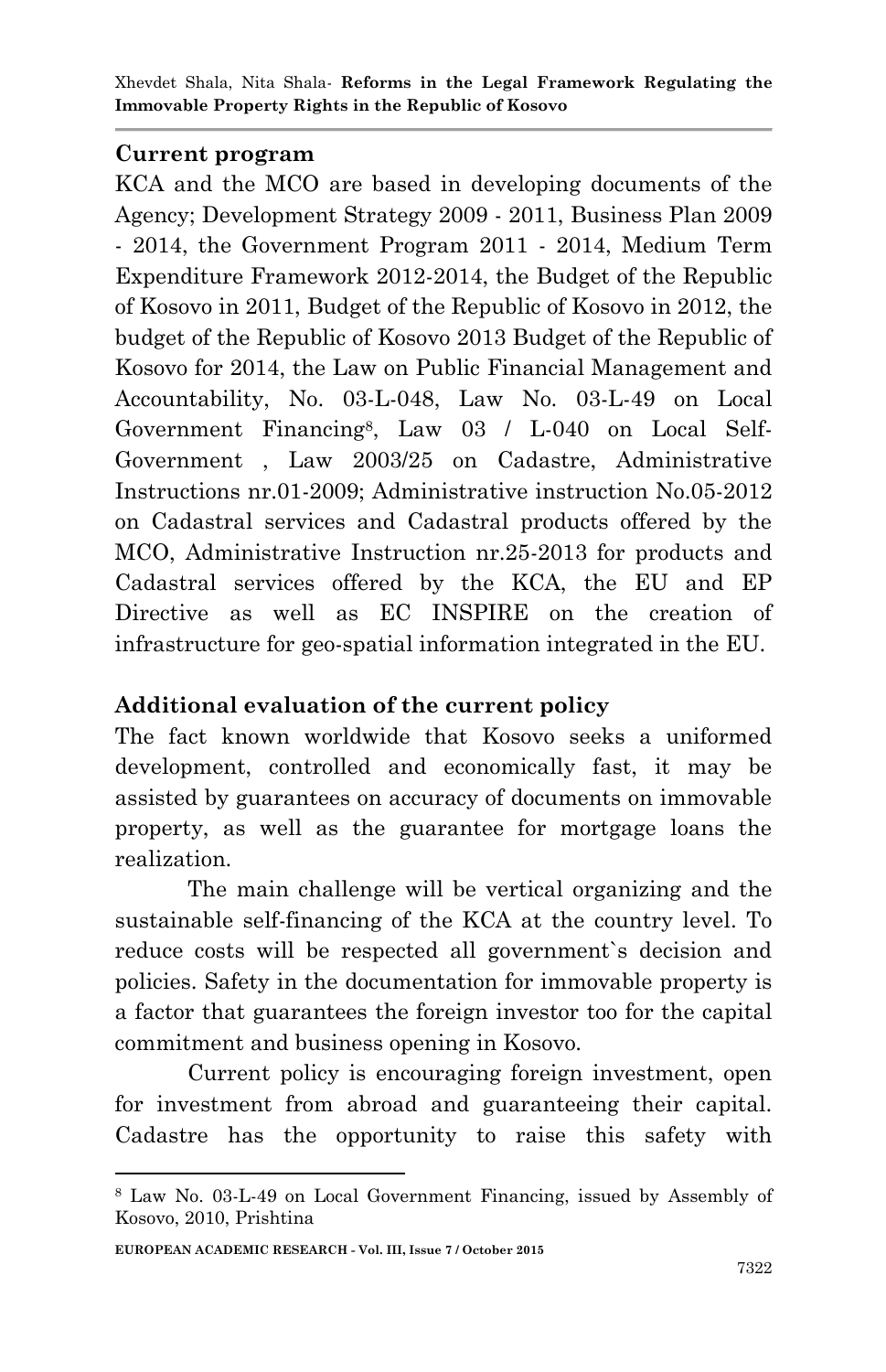## Current program

KCA and the MCO are based in developing documents of the Agency; Development Strategy 2009 - 2011, Business Plan 2009 - 2014, the Government Program 2011 - 2014, Medium Term Expenditure Framework 2012-2014, the Budget of the Republic of Kosovo in 2011, Budget of the Republic of Kosovo in 2012, the budget of the Republic of Kosovo 2013 Budget of the Republic of Kosovo for 2014, the Law on Public Financial Management and Accountability, No. 03-L-048, Law No. 03-L-49 on Local Government Financing[8], Law 03 / L-040 on Local Self-Government , Law 2003/25 on Cadastre, Administrative Instructions nr.01-2009; Administrative instruction No.05-2012 on Cadastral services and Cadastral products offered by the MCO, Administrative Instruction nr.25-2013 for products and Cadastral services offered by the KCA, the EU and EP Directive as well as EC INSPIRE on the creation of infrastructure for geo-spatial information integrated in the EU.

## Additional evaluation of the current policy

The fact known worldwide that Kosovo seeks a uniformed development, controlled and economically fast, it may be assisted by guarantees on accuracy of documents on immovable property, as well as the guarantee for mortgage loans the realization.

The main challenge will be vertical organizing and the sustainable self-financing of the KCA at the country level. To reduce costs will be respected all government`s decision and policies. Safety in the documentation for immovable property is a factor that guarantees the foreign investor too for the capital commitment and business opening in Kosovo.

Current policy is encouraging foreign investment, open for investment from abroad and guaranteeing their capital. Cadastre has the opportunity to raise this safety with

---

[8] Law No. 03-L-49 on Local Government Financing, issued by Assembly of Kosovo, 2010, Prishtina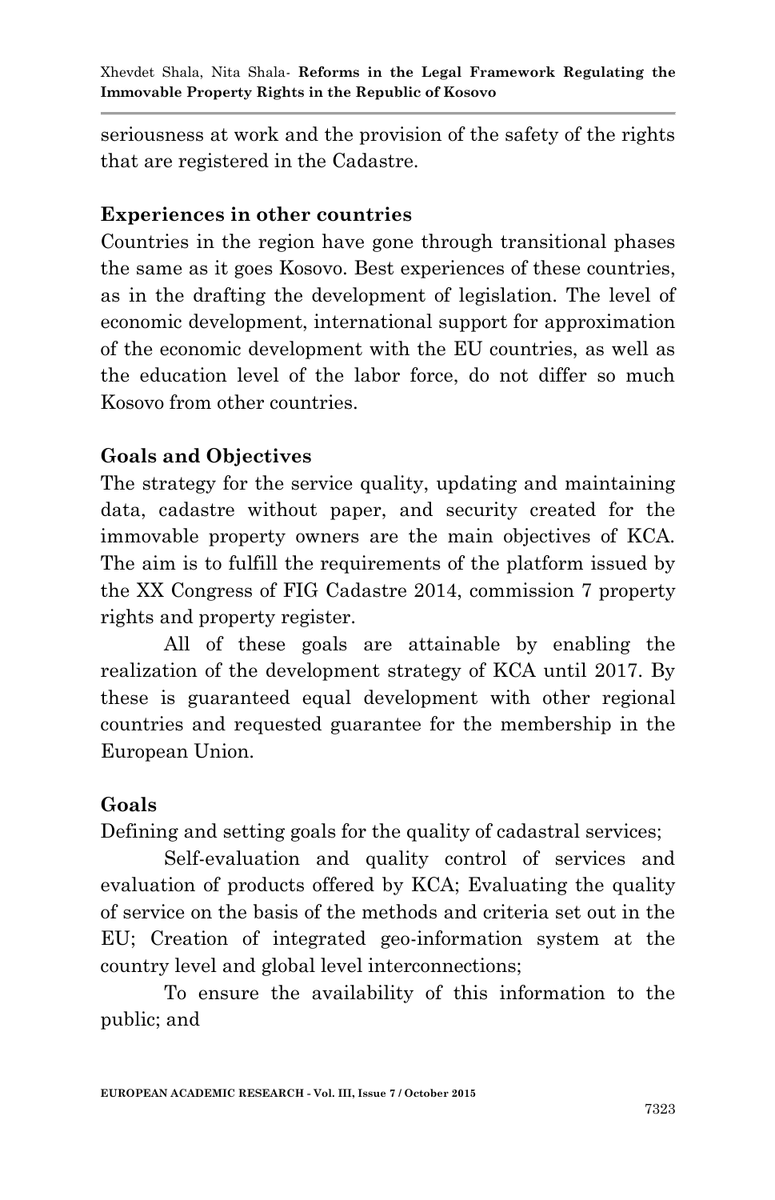seriousness at work and the provision of the safety of the rights that are registered in the Cadastre.

## Experiences in other countries

Countries in the region have gone through transitional phases the same as it goes Kosovo. Best experiences of these countries, as in the drafting the development of legislation. The level of economic development, international support for approximation of the economic development with the EU countries, as well as the education level of the labor force, do not differ so much Kosovo from other countries.

## Goals and Objectives

The strategy for the service quality, updating and maintaining data, cadastre without paper, and security created for the immovable property owners are the main objectives of KCA. The aim is to fulfill the requirements of the platform issued by the XX Congress of FIG Cadastre 2014, commission 7 property rights and property register.

All of these goals are attainable by enabling the realization of the development strategy of KCA until 2017. By these is guaranteed equal development with other regional countries and requested guarantee for the membership in the European Union.

## Goals

Defining and setting goals for the quality of cadastral services;

Self-evaluation and quality control of services and evaluation of products offered by KCA; Evaluating the quality of service on the basis of the methods and criteria set out in the EU; Creation of integrated geo-information system at the country level and global level interconnections;

To ensure the availability of this information to the public; and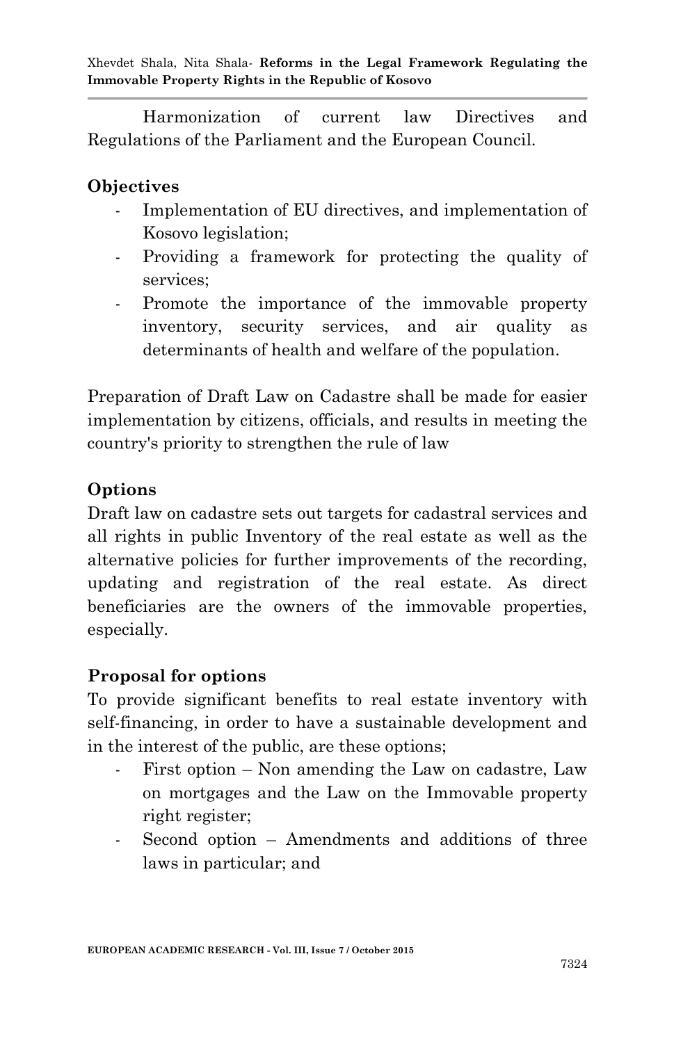Harmonization of current law Directives and Regulations of the Parliament and the European Council.

### Objectives

- Implementation of EU directives, and implementation of Kosovo legislation;
- Providing a framework for protecting the quality of services;
- Promote the importance of the immovable property inventory, security services, and air quality as determinants of health and welfare of the population.

Preparation of Draft Law on Cadastre shall be made for easier implementation by citizens, officials, and results in meeting the country's priority to strengthen the rule of law

### Options

Draft law on cadastre sets out targets for cadastral services and all rights in public Inventory of the real estate as well as the alternative policies for further improvements of the recording, updating and registration of the real estate. As direct beneficiaries are the owners of the immovable properties, especially.

### Proposal for options

To provide significant benefits to real estate inventory with self-financing, in order to have a sustainable development and in the interest of the public, are these options;

- First option – Non amending the Law on cadastre, Law on mortgages and the Law on the Immovable property right register;
- Second option – Amendments and additions of three laws in particular; and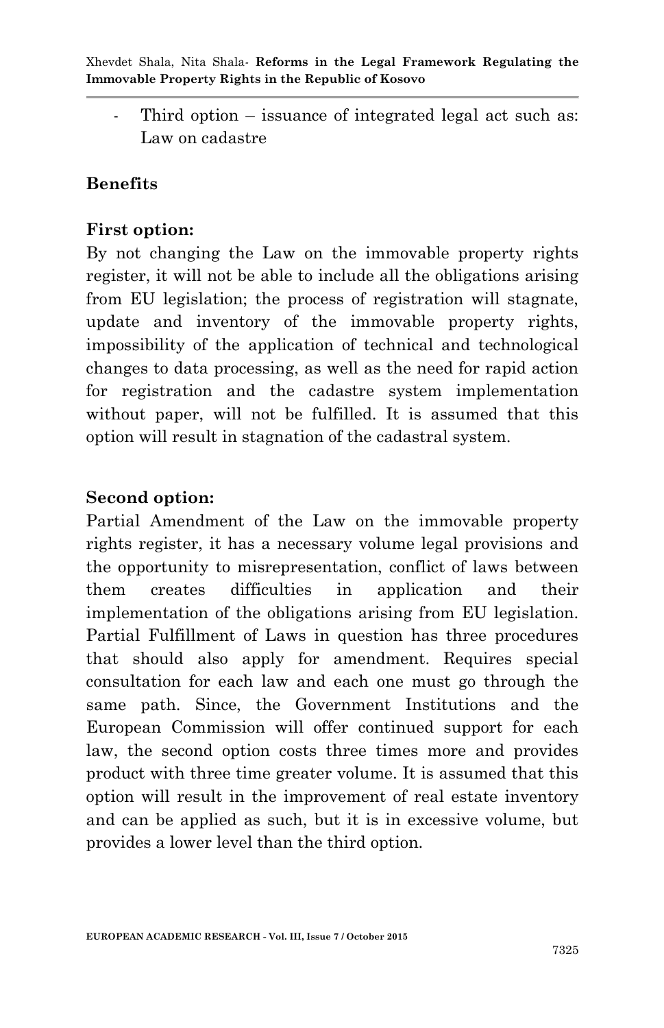- Third option – issuance of integrated legal act such as: Law on cadastre

**Benefits**

**First option:**

By not changing the Law on the immovable property rights register, it will not be able to include all the obligations arising from EU legislation; the process of registration will stagnate, update and inventory of the immovable property rights, impossibility of the application of technical and technological changes to data processing, as well as the need for rapid action for registration and the cadastre system implementation without paper, will not be fulfilled. It is assumed that this option will result in stagnation of the cadastral system.

**Second option:**

Partial Amendment of the Law on the immovable property rights register, it has a necessary volume legal provisions and the opportunity to misrepresentation, conflict of laws between them creates difficulties in application and their implementation of the obligations arising from EU legislation. Partial Fulfillment of Laws in question has three procedures that should also apply for amendment. Requires special consultation for each law and each one must go through the same path. Since, the Government Institutions and the European Commission will offer continued support for each law, the second option costs three times more and provides product with three time greater volume. It is assumed that this option will result in the improvement of real estate inventory and can be applied as such, but it is in excessive volume, but provides a lower level than the third option.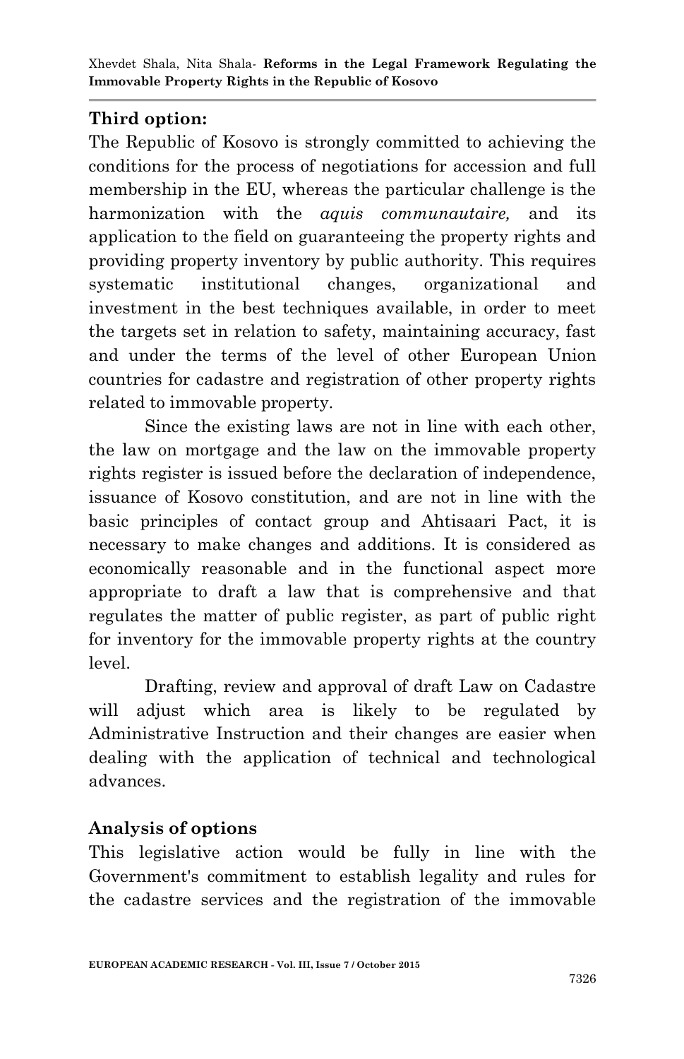### Third option:

The Republic of Kosovo is strongly committed to achieving the conditions for the process of negotiations for accession and full membership in the EU, whereas the particular challenge is the harmonization with the *aquis communautaire,* and its application to the field on guaranteeing the property rights and providing property inventory by public authority. This requires systematic institutional changes, organizational and investment in the best techniques available, in order to meet the targets set in relation to safety, maintaining accuracy, fast and under the terms of the level of other European Union countries for cadastre and registration of other property rights related to immovable property.

Since the existing laws are not in line with each other, the law on mortgage and the law on the immovable property rights register is issued before the declaration of independence, issuance of Kosovo constitution, and are not in line with the basic principles of contact group and Ahtisaari Pact, it is necessary to make changes and additions. It is considered as economically reasonable and in the functional aspect more appropriate to draft a law that is comprehensive and that regulates the matter of public register, as part of public right for inventory for the immovable property rights at the country level.

Drafting, review and approval of draft Law on Cadastre will adjust which area is likely to be regulated by Administrative Instruction and their changes are easier when dealing with the application of technical and technological advances.

### Analysis of options

This legislative action would be fully in line with the Government's commitment to establish legality and rules for the cadastre services and the registration of the immovable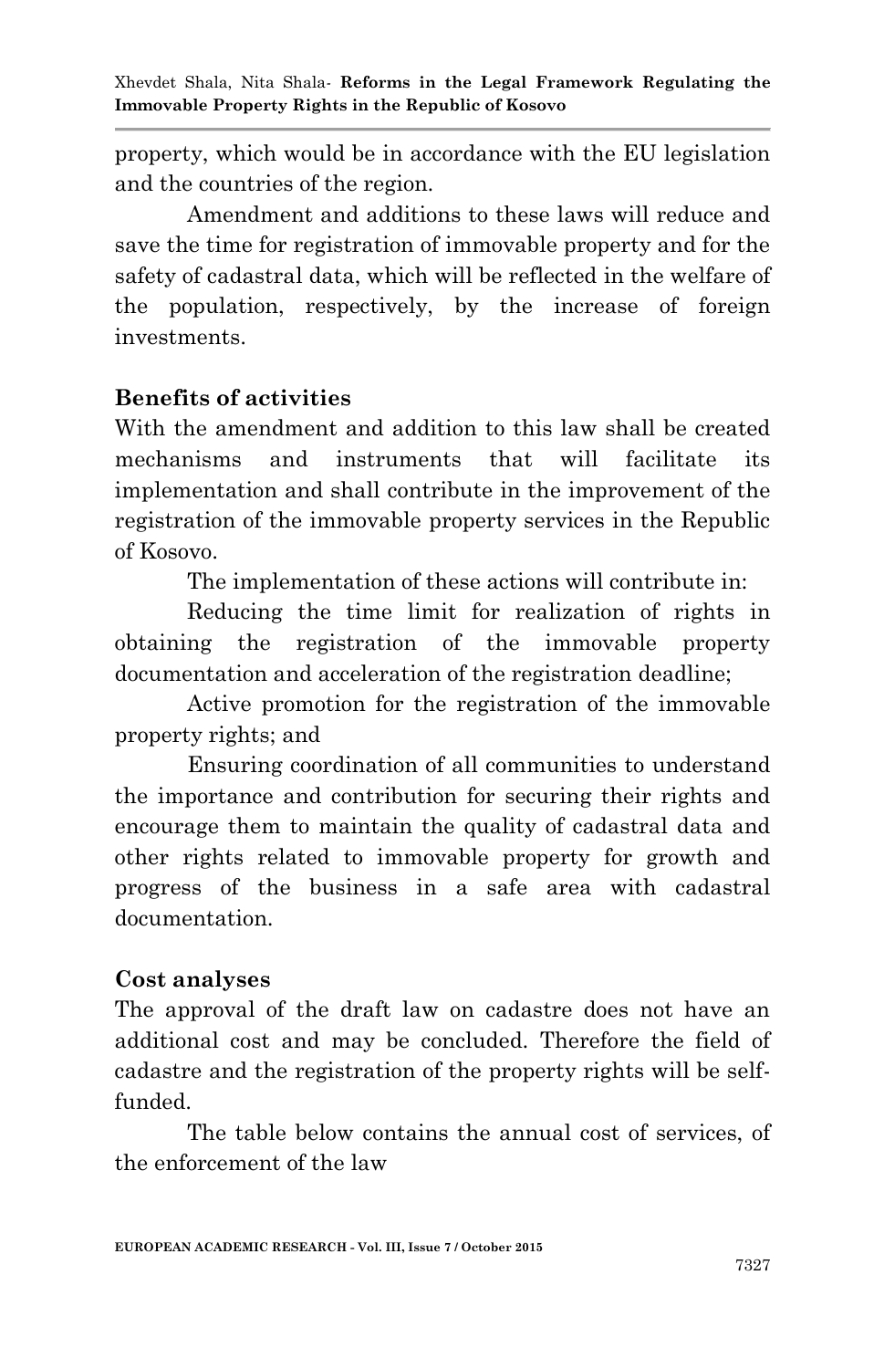property, which would be in accordance with the EU legislation and the countries of the region.

Amendment and additions to these laws will reduce and save the time for registration of immovable property and for the safety of cadastral data, which will be reflected in the welfare of the population, respectively, by the increase of foreign investments.

## Benefits of activities

With the amendment and addition to this law shall be created mechanisms and instruments that will facilitate its implementation and shall contribute in the improvement of the registration of the immovable property services in the Republic of Kosovo.

The implementation of these actions will contribute in:

Reducing the time limit for realization of rights in obtaining the registration of the immovable property documentation and acceleration of the registration deadline;

Active promotion for the registration of the immovable property rights; and

Ensuring coordination of all communities to understand the importance and contribution for securing their rights and encourage them to maintain the quality of cadastral data and other rights related to immovable property for growth and progress of the business in a safe area with cadastral documentation.

## Cost analyses

The approval of the draft law on cadastre does not have an additional cost and may be concluded. Therefore the field of cadastre and the registration of the property rights will be self-funded.

The table below contains the annual cost of services, of the enforcement of the law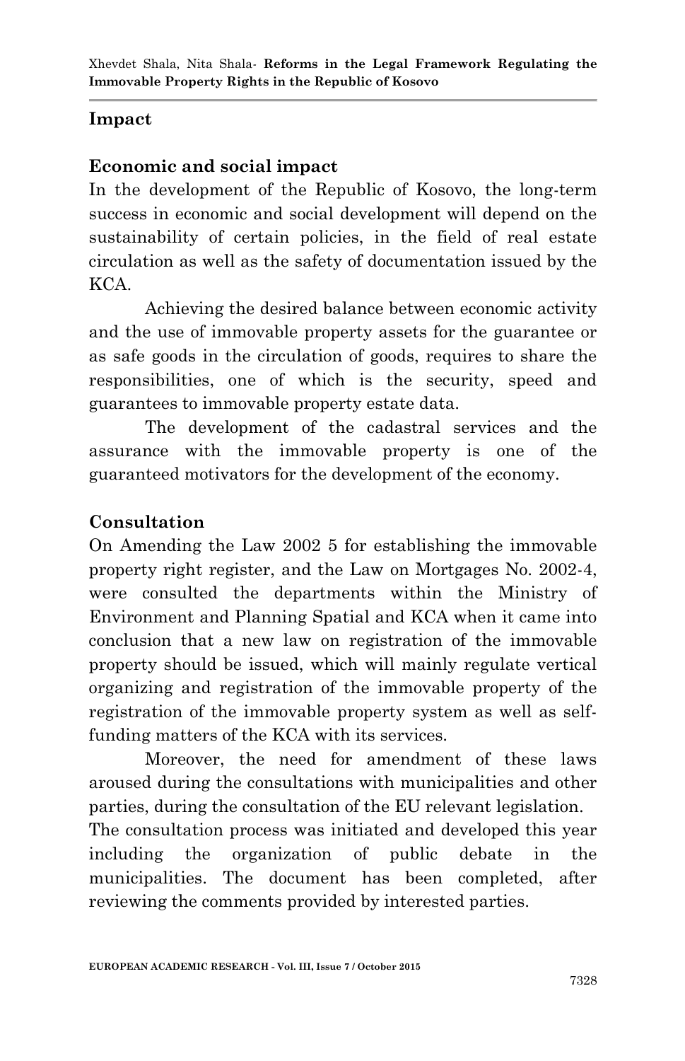## Impact

### Economic and social impact

In the development of the Republic of Kosovo, the long-term success in economic and social development will depend on the sustainability of certain policies, in the field of real estate circulation as well as the safety of documentation issued by the KCA.

Achieving the desired balance between economic activity and the use of immovable property assets for the guarantee or as safe goods in the circulation of goods, requires to share the responsibilities, one of which is the security, speed and guarantees to immovable property estate data.

The development of the cadastral services and the assurance with the immovable property is one of the guaranteed motivators for the development of the economy.

### Consultation

On Amending the Law 2002 5 for establishing the immovable property right register, and the Law on Mortgages No. 2002-4, were consulted the departments within the Ministry of Environment and Planning Spatial and KCA when it came into conclusion that a new law on registration of the immovable property should be issued, which will mainly regulate vertical organizing and registration of the immovable property of the registration of the immovable property system as well as self-funding matters of the KCA with its services.

Moreover, the need for amendment of these laws aroused during the consultations with municipalities and other parties, during the consultation of the EU relevant legislation. The consultation process was initiated and developed this year including the organization of public debate in the municipalities. The document has been completed, after reviewing the comments provided by interested parties.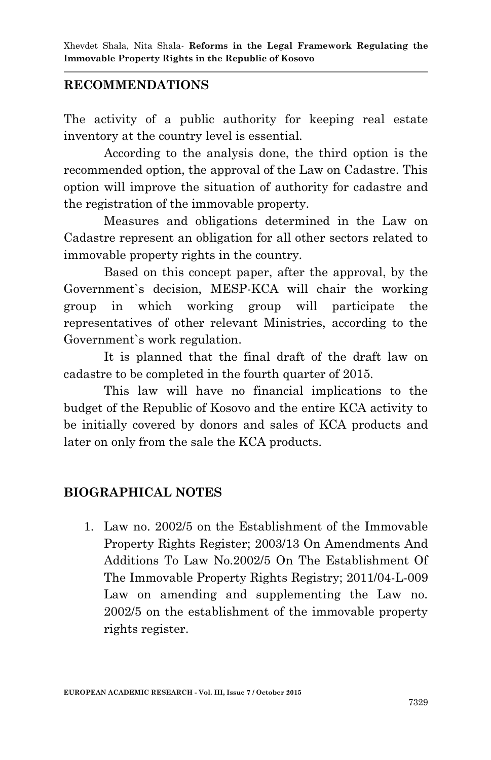## RECOMMENDATIONS

The activity of a public authority for keeping real estate inventory at the country level is essential.

According to the analysis done, the third option is the recommended option, the approval of the Law on Cadastre. This option will improve the situation of authority for cadastre and the registration of the immovable property.

Measures and obligations determined in the Law on Cadastre represent an obligation for all other sectors related to immovable property rights in the country.

Based on this concept paper, after the approval, by the Government`s decision, MESP-KCA will chair the working group in which working group will participate the representatives of other relevant Ministries, according to the Government`s work regulation.

It is planned that the final draft of the draft law on cadastre to be completed in the fourth quarter of 2015.

This law will have no financial implications to the budget of the Republic of Kosovo and the entire KCA activity to be initially covered by donors and sales of KCA products and later on only from the sale the KCA products.

## BIOGRAPHICAL NOTES

1. Law no. 2002/5 on the Establishment of the Immovable Property Rights Register; 2003/13 On Amendments And Additions To Law No.2002/5 On The Establishment Of The Immovable Property Rights Registry; 2011/04-L-009 Law on amending and supplementing the Law no. 2002/5 on the establishment of the immovable property rights register.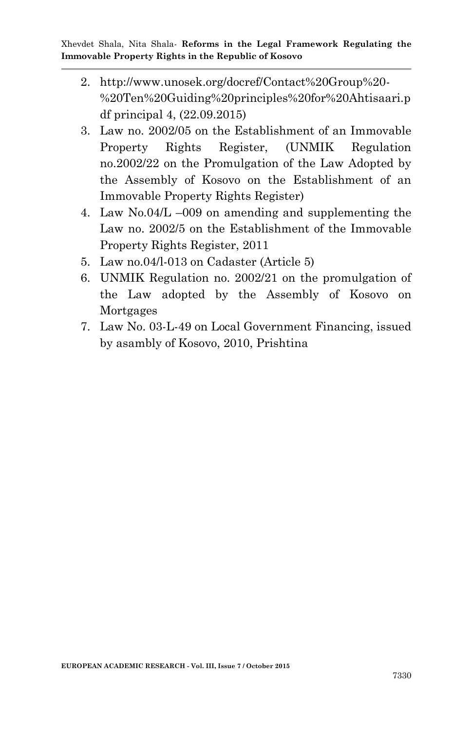2. http://www.unosek.org/docref/Contact%20Group%20-%20Ten%20Guiding%20principles%20for%20Ahtisaari.pdf principal 4, (22.09.2015)
3. Law no. 2002/05 on the Establishment of an Immovable Property Rights Register, (UNMIK Regulation no.2002/22 on the Promulgation of the Law Adopted by the Assembly of Kosovo on the Establishment of an Immovable Property Rights Register)
4. Law No.04/L –009 on amending and supplementing the Law no. 2002/5 on the Establishment of the Immovable Property Rights Register, 2011
5. Law no.04/l-013 on Cadaster (Article 5)
6. UNMIK Regulation no. 2002/21 on the promulgation of the Law adopted by the Assembly of Kosovo on Mortgages
7. Law No. 03-L-49 on Local Government Financing, issued by asambly of Kosovo, 2010, Prishtina